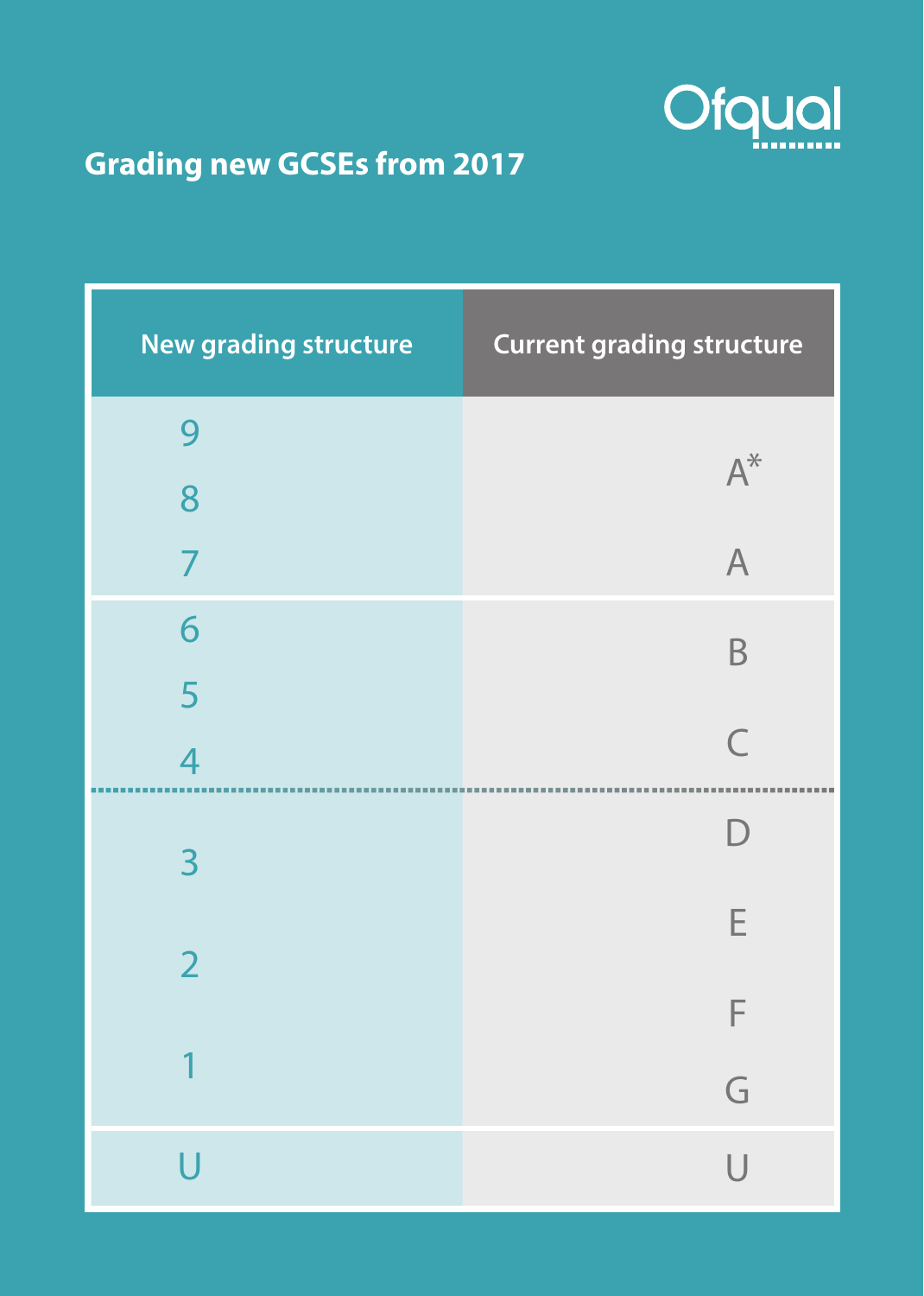Ofqual

# Grading new GCSEs from 2017

| New grading structure | Current grading structure |
|---|---|
| 9 | A* |
| 8 | |
| 7 | A |
| 6 | B |
| 5 | |
| 4 | C |
| 3 | D |
| 2 | E |
| | F |
| 1 | G |
| U | U |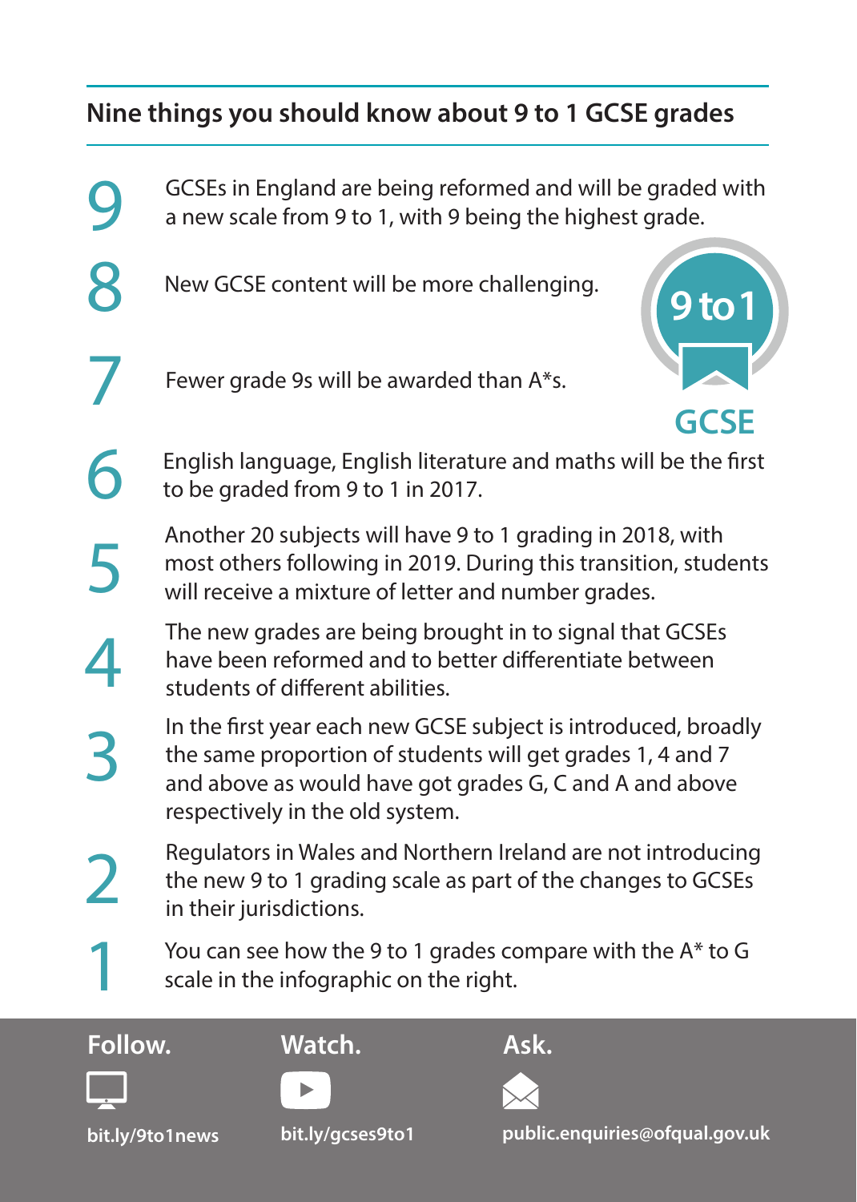## Nine things you should know about 9 to 1 GCSE grades

**9** GCSEs in England are being reformed and will be graded with a new scale from 9 to 1, with 9 being the highest grade.

**8** New GCSE content will be more challenging.

**7** Fewer grade 9s will be awarded than A*s.

9 to 1

GCSE

**6** English language, English literature and maths will be the first to be graded from 9 to 1 in 2017.

**5** Another 20 subjects will have 9 to 1 grading in 2018, with most others following in 2019. During this transition, students will receive a mixture of letter and number grades.

**4** The new grades are being brought in to signal that GCSEs have been reformed and to better differentiate between students of different abilities.

**3** In the first year each new GCSE subject is introduced, broadly the same proportion of students will get grades 1, 4 and 7 and above as would have got grades G, C and A and above respectively in the old system.

**2** Regulators in Wales and Northern Ireland are not introducing the new 9 to 1 grading scale as part of the changes to GCSEs in their jurisdictions.

**1** You can see how the 9 to 1 grades compare with the A* to G scale in the infographic on the right.

**Follow.**
bit.ly/9to1news

**Watch.**
bit.ly/gcses9to1

**Ask.**
public.enquiries@ofqual.gov.uk